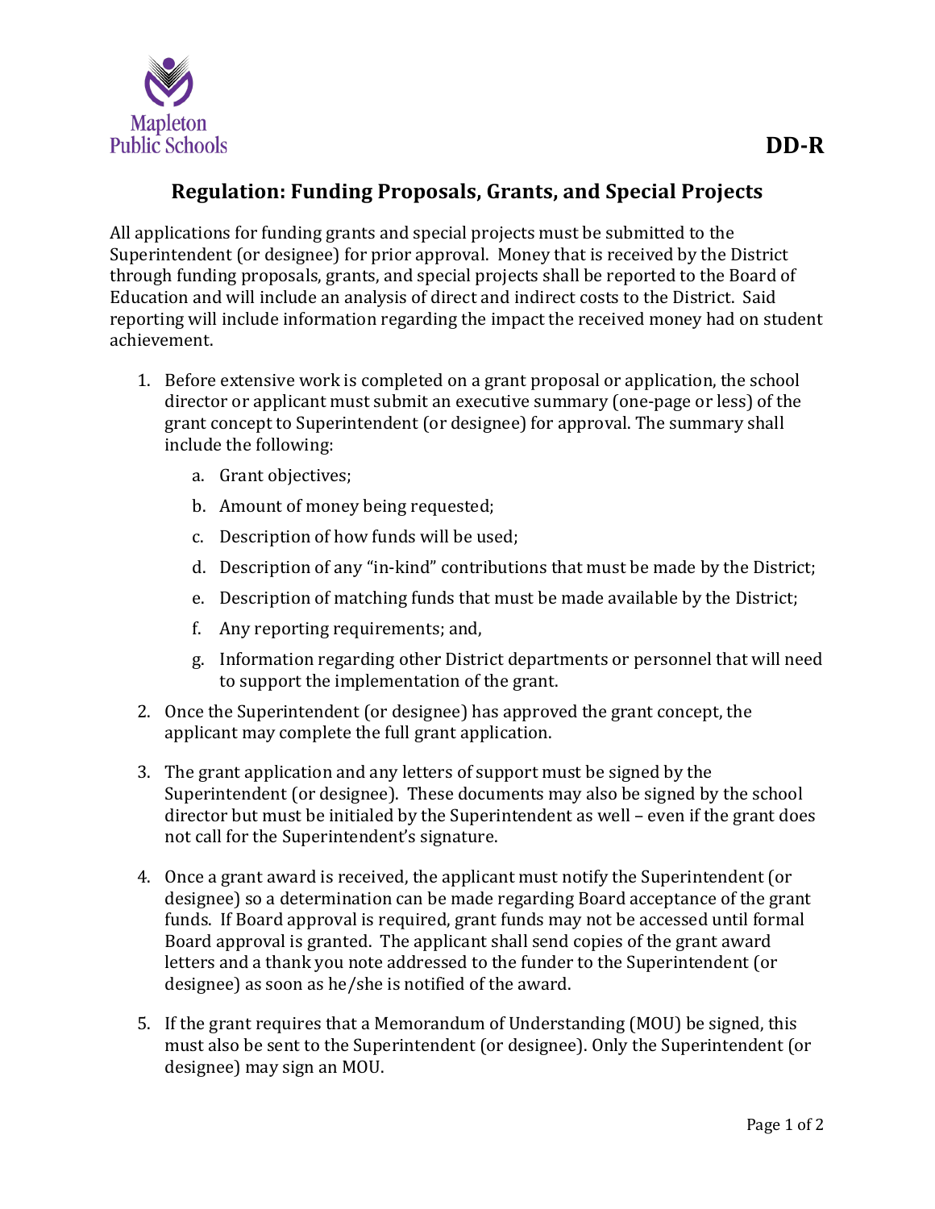Mapleton Public Schools

**DD-R**

# Regulation: Funding Proposals, Grants, and Special Projects

All applications for funding grants and special projects must be submitted to the Superintendent (or designee) for prior approval. Money that is received by the District through funding proposals, grants, and special projects shall be reported to the Board of Education and will include an analysis of direct and indirect costs to the District. Said reporting will include information regarding the impact the received money had on student achievement.

1. Before extensive work is completed on a grant proposal or application, the school director or applicant must submit an executive summary (one-page or less) of the grant concept to Superintendent (or designee) for approval. The summary shall include the following:
   a. Grant objectives;
   b. Amount of money being requested;
   c. Description of how funds will be used;
   d. Description of any "in-kind" contributions that must be made by the District;
   e. Description of matching funds that must be made available by the District;
   f. Any reporting requirements; and,
   g. Information regarding other District departments or personnel that will need to support the implementation of the grant.
2. Once the Superintendent (or designee) has approved the grant concept, the applicant may complete the full grant application.
3. The grant application and any letters of support must be signed by the Superintendent (or designee). These documents may also be signed by the school director but must be initialed by the Superintendent as well – even if the grant does not call for the Superintendent's signature.
4. Once a grant award is received, the applicant must notify the Superintendent (or designee) so a determination can be made regarding Board acceptance of the grant funds. If Board approval is required, grant funds may not be accessed until formal Board approval is granted. The applicant shall send copies of the grant award letters and a thank you note addressed to the funder to the Superintendent (or designee) as soon as he/she is notified of the award.
5. If the grant requires that a Memorandum of Understanding (MOU) be signed, this must also be sent to the Superintendent (or designee). Only the Superintendent (or designee) may sign an MOU.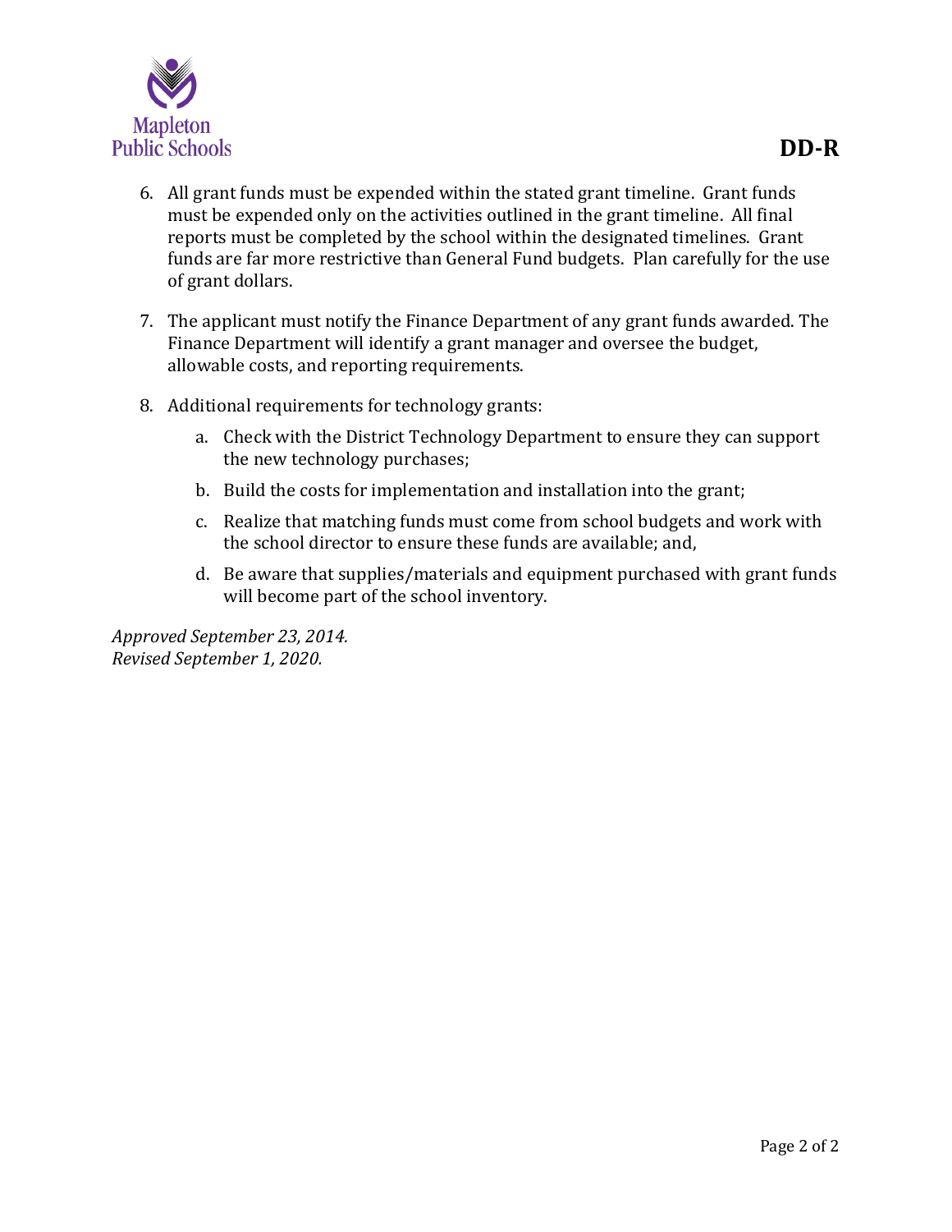6. All grant funds must be expended within the stated grant timeline. Grant funds must be expended only on the activities outlined in the grant timeline. All final reports must be completed by the school within the designated timelines. Grant funds are far more restrictive than General Fund budgets. Plan carefully for the use of grant dollars.

7. The applicant must notify the Finance Department of any grant funds awarded. The Finance Department will identify a grant manager and oversee the budget, allowable costs, and reporting requirements.

8. Additional requirements for technology grants:

   a. Check with the District Technology Department to ensure they can support the new technology purchases;

   b. Build the costs for implementation and installation into the grant;

   c. Realize that matching funds must come from school budgets and work with the school director to ensure these funds are available; and,

   d. Be aware that supplies/materials and equipment purchased with grant funds will become part of the school inventory.

*Approved September 23, 2014.*
*Revised September 1, 2020.*